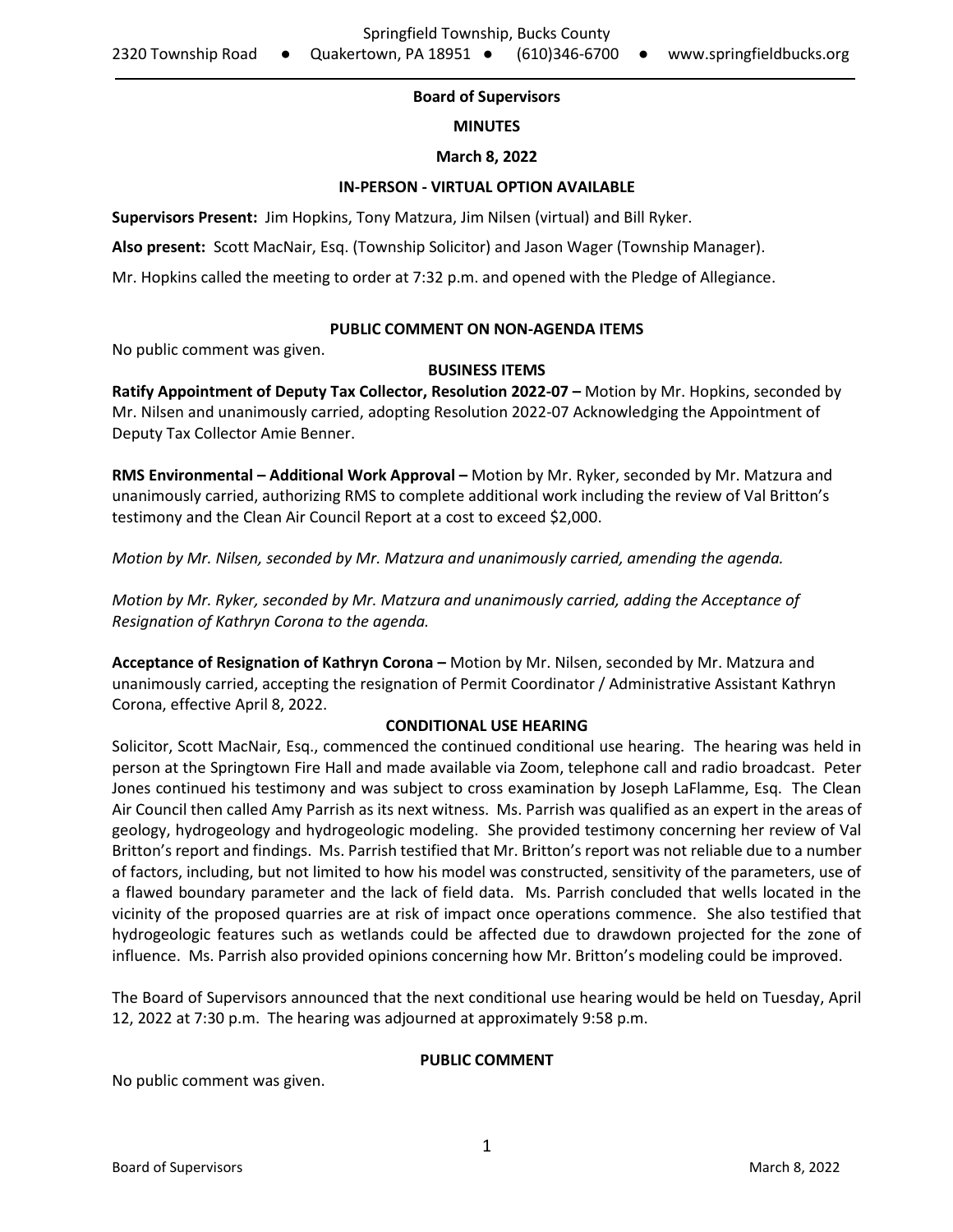Springfield Township, Bucks County

2320 Township Road ● Quakertown, PA 18951 ● (610)346-6700 ● www.springfieldbucks.org

**Board of Supervisors**

**MINUTES**

**March 8, 2022**

**IN-PERSON - VIRTUAL OPTION AVAILABLE**

**Supervisors Present:** Jim Hopkins, Tony Matzura, Jim Nilsen (virtual) and Bill Ryker.

**Also present:** Scott MacNair, Esq. (Township Solicitor) and Jason Wager (Township Manager).

Mr. Hopkins called the meeting to order at 7:32 p.m. and opened with the Pledge of Allegiance.

**PUBLIC COMMENT ON NON-AGENDA ITEMS**

No public comment was given.

**BUSINESS ITEMS**

**Ratify Appointment of Deputy Tax Collector, Resolution 2022-07 –** Motion by Mr. Hopkins, seconded by Mr. Nilsen and unanimously carried, adopting Resolution 2022-07 Acknowledging the Appointment of Deputy Tax Collector Amie Benner.

**RMS Environmental – Additional Work Approval –** Motion by Mr. Ryker, seconded by Mr. Matzura and unanimously carried, authorizing RMS to complete additional work including the review of Val Britton's testimony and the Clean Air Council Report at a cost to exceed $2,000.

*Motion by Mr. Nilsen, seconded by Mr. Matzura and unanimously carried, amending the agenda.*

*Motion by Mr. Ryker, seconded by Mr. Matzura and unanimously carried, adding the Acceptance of Resignation of Kathryn Corona to the agenda.*

**Acceptance of Resignation of Kathryn Corona –** Motion by Mr. Nilsen, seconded by Mr. Matzura and unanimously carried, accepting the resignation of Permit Coordinator / Administrative Assistant Kathryn Corona, effective April 8, 2022.

**CONDITIONAL USE HEARING**

Solicitor, Scott MacNair, Esq., commenced the continued conditional use hearing. The hearing was held in person at the Springtown Fire Hall and made available via Zoom, telephone call and radio broadcast. Peter Jones continued his testimony and was subject to cross examination by Joseph LaFlamme, Esq. The Clean Air Council then called Amy Parrish as its next witness. Ms. Parrish was qualified as an expert in the areas of geology, hydrogeology and hydrogeologic modeling. She provided testimony concerning her review of Val Britton's report and findings. Ms. Parrish testified that Mr. Britton's report was not reliable due to a number of factors, including, but not limited to how his model was constructed, sensitivity of the parameters, use of a flawed boundary parameter and the lack of field data. Ms. Parrish concluded that wells located in the vicinity of the proposed quarries are at risk of impact once operations commence. She also testified that hydrogeologic features such as wetlands could be affected due to drawdown projected for the zone of influence. Ms. Parrish also provided opinions concerning how Mr. Britton's modeling could be improved.

The Board of Supervisors announced that the next conditional use hearing would be held on Tuesday, April 12, 2022 at 7:30 p.m. The hearing was adjourned at approximately 9:58 p.m.

**PUBLIC COMMENT**

No public comment was given.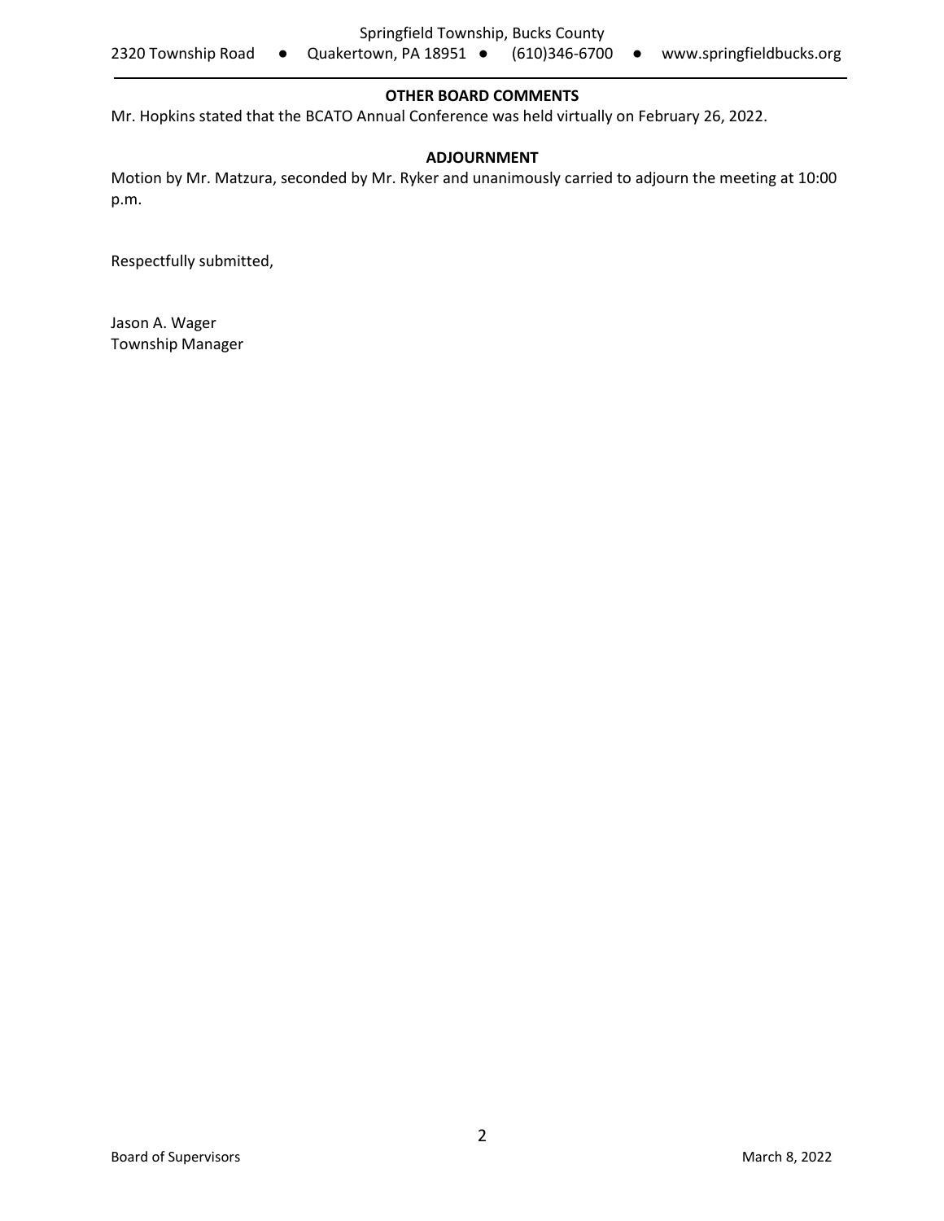## OTHER BOARD COMMENTS

Mr. Hopkins stated that the BCATO Annual Conference was held virtually on February 26, 2022.

## ADJOURNMENT

Motion by Mr. Matzura, seconded by Mr. Ryker and unanimously carried to adjourn the meeting at 10:00 p.m.

Respectfully submitted,

Jason A. Wager
Township Manager